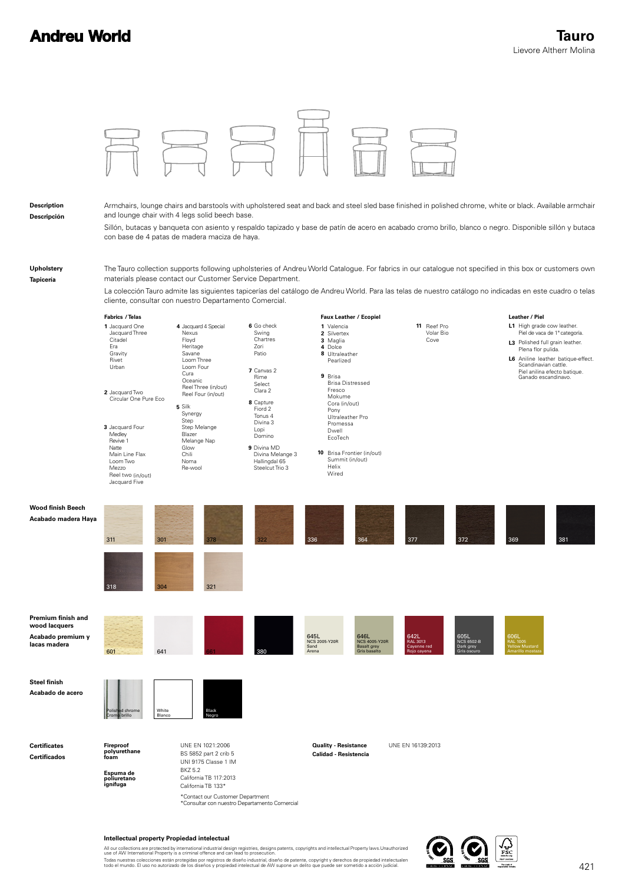# Andreu World

## Tauro

Lievore Altherr Molina

**Description**
**Descripción**

Armchairs, lounge chairs and barstools with upholstered seat and back and steel sled base finished in polished chrome, white or black. Available armchair and lounge chair with 4 legs solid beech base.

Sillón, butacas y banqueta con asiento y respaldo tapizado y base de patín de acero en acabado cromo brillo, blanco o negro. Disponible sillón y butaca con base de 4 patas de madera maciza de haya.

**Upholstery**
**Tapicería**

The Tauro collection supports following upholsteries of Andreu World Catalogue. For fabrics in our catalogue not specified in this box or customers own materials please contact our Customer Service Department.

La colección Tauro admite las siguientes tapicerías del catálogo de Andreu World. Para las telas de nuestro catálogo no indicadas en este cuadro o telas cliente, consultar con nuestro Departamento Comercial.

**Fabrics / Telas**

**1** Jacquard One, Jacquard Three, Citadel, Era, Gravity, Rivet, Urban

**2** Jacquard Two, Circular One Pure Eco

**3** Jacquard Four, Medley, Revive 1, Natte, Main Line Flax, Loom Two, Mezzo, Reel two (in/out), Jacquard Five

**4** Jacquard 4 Special, Nexus, Floyd, Heritage, Savane, Loom Three, Loom Four, Cura, Oceanic, Reel Three (in/out), Reel Four (in/out)

**5** Silk, Synergy, Step, Step Melange, Blazer, Melange Nap, Glow, Chili, Noma, Re-wool

**6** Go check, Swing, Chartres, Zori, Patio

**7** Canvas 2, Rime, Select, Clara 2

**8** Capture, Fiord 2, Tonus 4, Divina 3, Lopi, Domino

**9** Divina MD, Divina Melange 3, Hallingdal 65, Steelcut Trio 3

**Faux Leather / Ecopiel**

**1** Valencia
**2** Silvertex
**3** Maglia
**4** Dolce
**8** Ultraleather, Pearlized
**9** Brisa, Brisa Distressed, Fresco, Mokume, Cora (in/out), Pony, Ultraleather Pro, Promessa, Dwell, EcoTech
**10** Brisa Frontier (in/out), Summit (in/out), Helix, Wired
**11** Reef Pro, Volar Bio, Cove

**Leather / Piel**

**L1** High grade cow leather. Piel de vaca de 1ª categoría.
**L3** Polished full grain leather. Plena flor pulida.
**L6** Aniline leather batique-effect. Scandinavian cattle. Piel anilina efecto batique. Ganado escandinavo.

**Wood finish Beech**
**Acabado madera Haya**

311, 301, 378, 322, 336, 364, 377, 372, 369, 381, 318, 304, 321

**Premium finish and wood lacquers**
**Acabado premium y lacas madera**

601, 641, 661, 380, 645L NCS 2005-Y20R Sand Arena, 646L NCS 4005-Y20R Basalt grey Gris basalto, 642L RAL 3013 Cayenne red Rojo cayena, 605L NCS 6502-B Dark grey Gris oscuro, 606L RAL 1005 Yellow Mustard Amarillo mostaza

**Steel finish**
**Acabado de acero**

Polished chrome / Cromo brillo, White / Blanco, Black / Negro

**Certificates**
**Certificados**

**Fireproof polyurethane foam**
**Espuma de poliuretano ignífuga**

UNE EN 1021:2006
BS 5852 part 2 crib 5
UNI 9175 Classe 1 IM
BKZ 5.2
California TB 117:2013
California TB 133*

*Contact our Customer Department
*Consultar con nuestro Departamento Comercial

**Quality - Resistance**
**Calidad - Resistencia**

UNE EN 16139:2013

**Intellectual property Propiedad intelectual**

All our collections are protected by international industrial design registries, designs patents, copyrights and intellectual Property laws.Unauthorized use of AW International Property is a criminal offence and can lead to prosecution.

Todas nuestras colecciones están protegidas por registros de diseño industrial, diseño de patente, copyright y derechos de propiedad intelectualen todo el mundo. El uso no autorizado de los diseños y propiedad intelectual de AW supone un delito que puede ser sometido a acción judicial.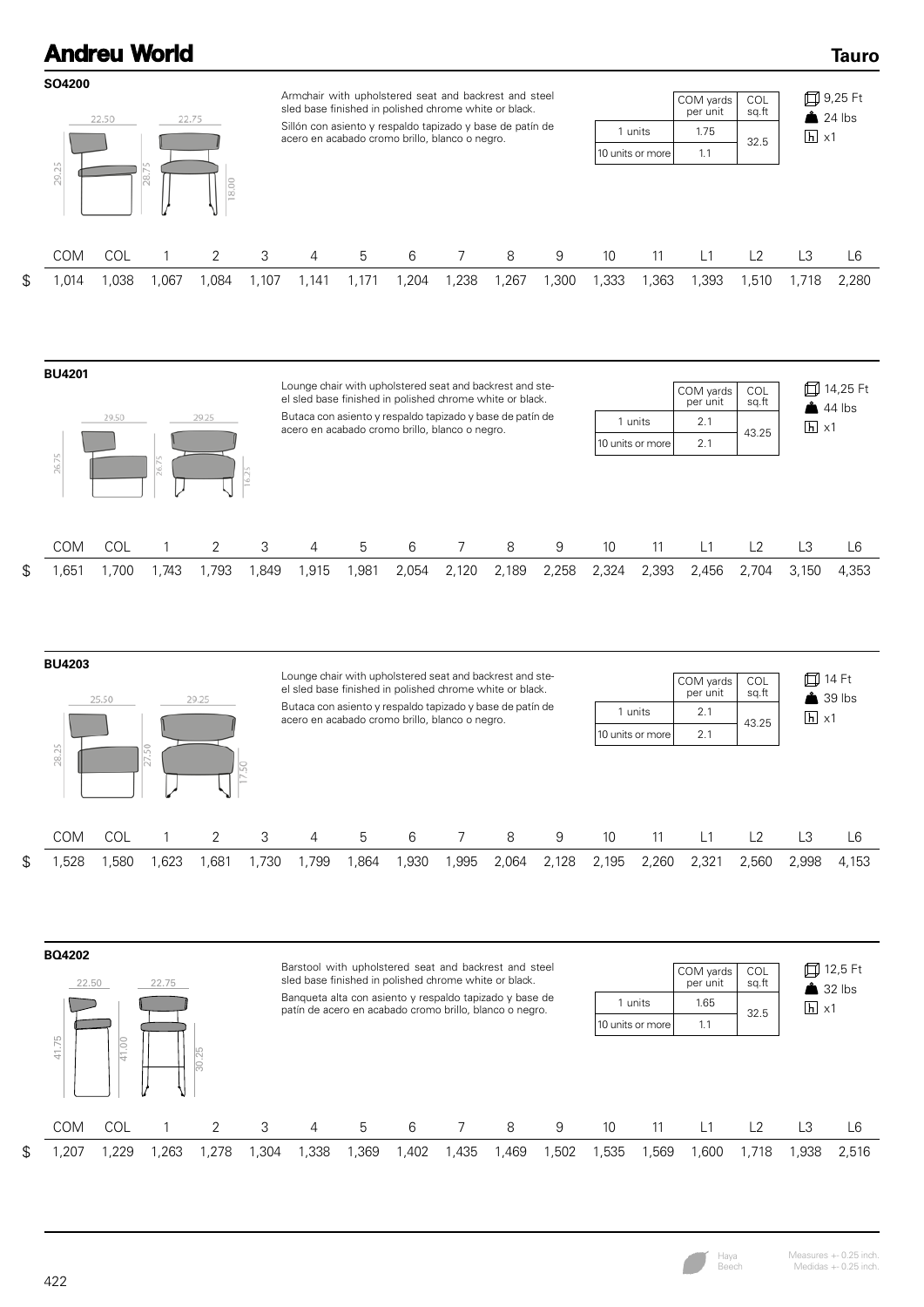## Andreu World

### Tauro

**SO4200**

22.50 | 22.75 | 29.25 | 28.75 | 18.00

Armchair with upholstered seat and backrest and steel sled base finished in polished chrome white or black.

Sillón con asiento y respaldo tapizado y base de patín de acero en acabado cromo brillo, blanco o negro.

| | COM yards per unit | COL sq.ft |
|---|---|---|
| 1 units | 1.75 | 32.5 |
| 10 units or more | 1.1 | |

9,25 Ft
24 lbs
x1

| | COM | COL | 1 | 2 | 3 | 4 | 5 | 6 | 7 | 8 | 9 | 10 | 11 | L1 | L2 | L3 | L6 |
|---|---|---|---|---|---|---|---|---|---|---|---|---|---|---|---|---|---|
| $ | 1,014 | 1,038 | 1,067 | 1,084 | 1,107 | 1,141 | 1,171 | 1,204 | 1,238 | 1,267 | 1,300 | 1,333 | 1,363 | 1,393 | 1,510 | 1,718 | 2,280 |

**BU4201**

29.50 | 29.25 | 26.75 | 26.75 | 16.25

Lounge chair with upholstered seat and backrest and steel sled base finished in polished chrome white or black.

Butaca con asiento y respaldo tapizado y base de patín de acero en acabado cromo brillo, blanco o negro.

| | COM yards per unit | COL sq.ft |
|---|---|---|
| 1 units | 2.1 | 43.25 |
| 10 units or more | 2.1 | |

14,25 Ft
44 lbs
x1

| | COM | COL | 1 | 2 | 3 | 4 | 5 | 6 | 7 | 8 | 9 | 10 | 11 | L1 | L2 | L3 | L6 |
|---|---|---|---|---|---|---|---|---|---|---|---|---|---|---|---|---|---|
| $ | 1,651 | 1,700 | 1,743 | 1,793 | 1,849 | 1,915 | 1,981 | 2,054 | 2,120 | 2,189 | 2,258 | 2,324 | 2,393 | 2,456 | 2,704 | 3,150 | 4,353 |

**BU4203**

25.50 | 29.25 | 28.25 | 27.50 | 17.50

Lounge chair with upholstered seat and backrest and steel sled base finished in polished chrome white or black.

Butaca con asiento y respaldo tapizado y base de patín de acero en acabado cromo brillo, blanco o negro.

| | COM yards per unit | COL sq.ft |
|---|---|---|
| 1 units | 2.1 | 43.25 |
| 10 units or more | 2.1 | |

14 Ft
39 lbs
x1

| | COM | COL | 1 | 2 | 3 | 4 | 5 | 6 | 7 | 8 | 9 | 10 | 11 | L1 | L2 | L3 | L6 |
|---|---|---|---|---|---|---|---|---|---|---|---|---|---|---|---|---|---|
| $ | 1,528 | 1,580 | 1,623 | 1,681 | 1,730 | 1,799 | 1,864 | 1,930 | 1,995 | 2,064 | 2,128 | 2,195 | 2,260 | 2,321 | 2,560 | 2,998 | 4,153 |

**BQ4202**

22.50 | 22.75 | 41.75 | 41.00 | 30.25

Barstool with upholstered seat and backrest and steel sled base finished in polished chrome white or black.

Banqueta alta con asiento y respaldo tapizado y base de patín de acero en acabado cromo brillo, blanco o negro.

| | COM yards per unit | COL sq.ft |
|---|---|---|
| 1 units | 1.65 | 32.5 |
| 10 units or more | 1.1 | |

12,5 Ft
32 lbs
x1

| | COM | COL | 1 | 2 | 3 | 4 | 5 | 6 | 7 | 8 | 9 | 10 | 11 | L1 | L2 | L3 | L6 |
|---|---|---|---|---|---|---|---|---|---|---|---|---|---|---|---|---|---|
| $ | 1,207 | 1,229 | 1,263 | 1,278 | 1,304 | 1,338 | 1,369 | 1,402 | 1,435 | 1,469 | 1,502 | 1,535 | 1,569 | 1,600 | 1,718 | 1,938 | 2,516 |

Haya
Beech

Measures +- 0.25 inch.
Medidas +- 0.25 inch.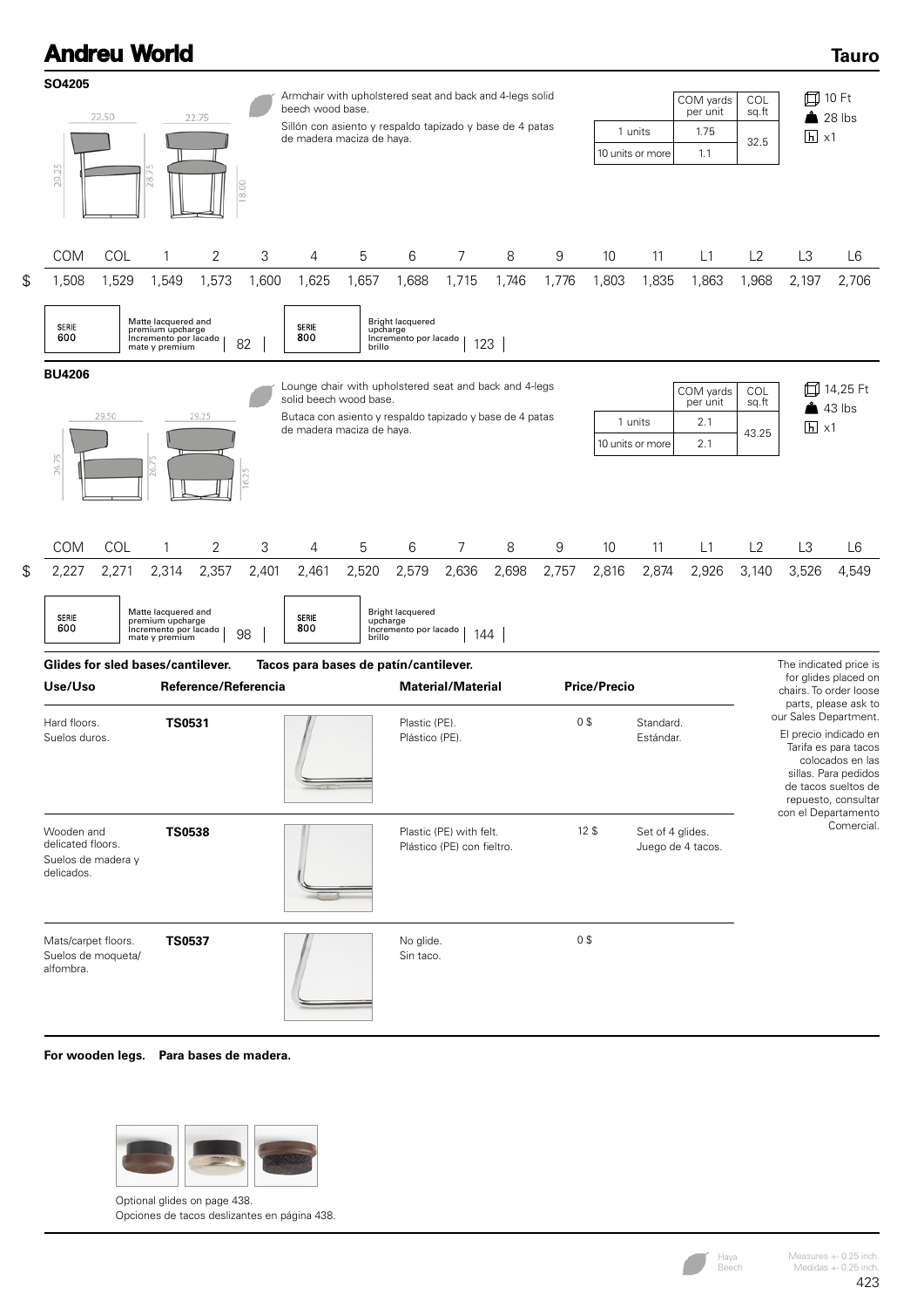## SO4205

Armchair with upholstered seat and back and 4-legs solid beech wood base.

Sillón con asiento y respaldo tapizado y base de 4 patas de madera maciza de haya.

22.50 · 22.75 · 29.25 · 28.75 · 18.00

| | COM yards per unit | COL sq.ft |
|---|---|---|
| 1 units | 1.75 | 32.5 |
| 10 units or more | 1.1 | |

10 Ft · 28 lbs · x1

| | COM | COL | 1 | 2 | 3 | 4 | 5 | 6 | 7 | 8 | 9 | 10 | 11 | L1 | L2 | L3 | L6 |
|---|---|---|---|---|---|---|---|---|---|---|---|---|---|---|---|---|---|
| $ | 1,508 | 1,529 | 1,549 | 1,573 | 1,600 | 1,625 | 1,657 | 1,688 | 1,715 | 1,746 | 1,776 | 1,803 | 1,835 | 1,863 | 1,968 | 2,197 | 2,706 |

SERIE 600 — Matte lacquered and premium upcharge / Incremento por lacado mate y premium: 82

SERIE 800 — Bright lacquered upcharge / Incremento por lacado brillo: 123

## BU4206

Lounge chair with upholstered seat and back and 4-legs solid beech wood base.

Butaca con asiento y respaldo tapizado y base de 4 patas de madera maciza de haya.

29.50 · 29.25 · 26.75 · 26.75 · 16.25

| | COM yards per unit | COL sq.ft |
|---|---|---|
| 1 units | 2.1 | 43.25 |
| 10 units or more | 2.1 | |

14,25 Ft · 43 lbs · x1

| | COM | COL | 1 | 2 | 3 | 4 | 5 | 6 | 7 | 8 | 9 | 10 | 11 | L1 | L2 | L3 | L6 |
|---|---|---|---|---|---|---|---|---|---|---|---|---|---|---|---|---|---|
| $ | 2,227 | 2,271 | 2,314 | 2,357 | 2,401 | 2,461 | 2,520 | 2,579 | 2,636 | 2,698 | 2,757 | 2,816 | 2,874 | 2,926 | 3,140 | 3,526 | 4,549 |

SERIE 600 — Matte lacquered and premium upcharge / Incremento por lacado mate y premium: 98

SERIE 800 — Bright lacquered upcharge / Incremento por lacado brillo: 144

**Glides for sled bases/cantilever. Tacos para bases de patín/cantilever.**

| Use/Uso | Reference/Referencia | Material/Material | Price/Precio | |
|---|---|---|---|---|
| Hard floors. Suelos duros. | **TS0531** | Plastic (PE). Plástico (PE). | 0 $ | Standard. Estándar. |
| Wooden and delicated floors. Suelos de madera y delicados. | **TS0538** | Plastic (PE) with felt. Plástico (PE) con fieltro. | 12 $ | Set of 4 glides. Juego de 4 tacos. |
| Mats/carpet floors. Suelos de moqueta/ alfombra. | **TS0537** | No glide. Sin taco. | 0 $ | |

The indicated price is for glides placed on chairs. To order loose parts, please ask to our Sales Department.

El precio indicado en Tarifa es para tacos colocados en las sillas. Para pedidos de tacos sueltos de repuesto, consultar con el Departamento Comercial.

**For wooden legs. Para bases de madera.**

Optional glides on page 438.
Opciones de tacos deslizantes en página 438.

Haya Beech

Measures +- 0.25 inch.
Medidas +- 0.25 inch.